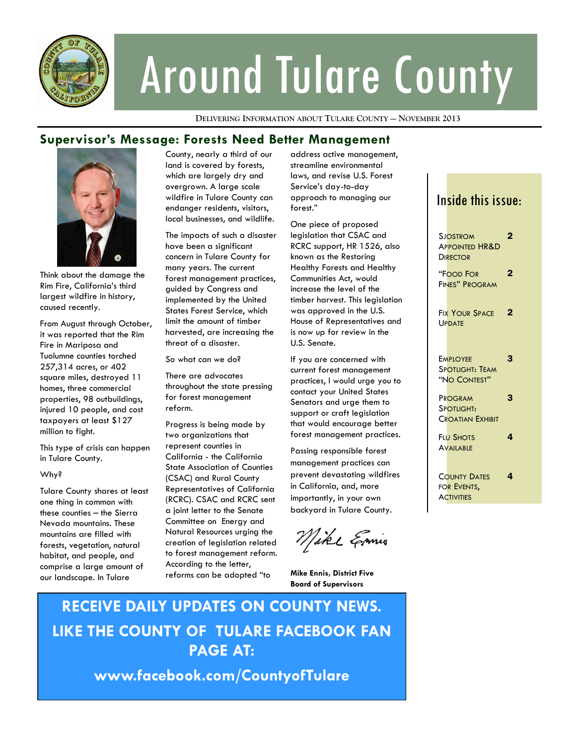# Around Tulare County

**DELIVERING INFORMATION ABOUT TULARE COUNTY — NOVEMBER 2013**

## Supervisor's Message: Forests Need Better Management

Think about the damage the Rim Fire, California's third largest wildfire in history, caused recently.

From August through October, it was reported that the Rim Fire in Mariposa and Tuolumne counties torched 257,314 acres, or 402 square miles, destroyed 11 homes, three commercial properties, 98 outbuildings, injured 10 people, and cost taxpayers at least $127 million to fight.

This type of crisis can happen in Tulare County.

Why?

Tulare County shares at least one thing in common with these counties – the Sierra Nevada mountains. These mountains are filled with forests, vegetation, natural habitat, and people, and comprise a large amount of our landscape. In Tulare County, nearly a third of our land is covered by forests, which are largely dry and overgrown. A large scale wildfire in Tulare County can endanger residents, visitors, local businesses, and wildlife.

The impacts of such a disaster have been a significant concern in Tulare County for many years. The current forest management practices, guided by Congress and implemented by the United States Forest Service, which limit the amount of timber harvested, are increasing the threat of a disaster.

So what can we do?

There are advocates throughout the state pressing for forest management reform.

Progress is being made by two organizations that represent counties in California - the California State Association of Counties (CSAC) and Rural County Representatives of California (RCRC). CSAC and RCRC sent a joint letter to the Senate Committee on Energy and Natural Resources urging the creation of legislation related to forest management reform. According to the letter, reforms can be adopted "to address active management, streamline environmental laws, and revise U.S. Forest Service's day-to-day approach to managing our forest."

One piece of proposed legislation that CSAC and RCRC support, HR 1526, also known as the Restoring Healthy Forests and Healthy Communities Act, would increase the level of the timber harvest. This legislation was approved in the U.S. House of Representatives and is now up for review in the U.S. Senate.

If you are concerned with current forest management practices, I would urge you to contact your United States Senators and urge them to support or craft legislation that would encourage better forest management practices.

Passing responsible forest management practices can prevent devastating wildfires in California, and, more importantly, in your own backyard in Tulare County.

Mike Ennis

**Mike Ennis, District Five**
**Board of Supervisors**

### Inside this issue:

| | |
|---|---|
| Sjostrom Appointed HR&D Director | 2 |
| "Food For Fines" Program | 2 |
| Fix Your Space Update | 2 |
| Employee Spotlight: Team "No Contest" | 3 |
| Program Spotlight: Croatian Exhibit | 3 |
| Flu Shots Available | 4 |
| County Dates for Events, Activities | 4 |

**RECEIVE DAILY UPDATES ON COUNTY NEWS. LIKE THE COUNTY OF TULARE FACEBOOK FAN PAGE AT:**

**www.facebook.com/CountyofTulare**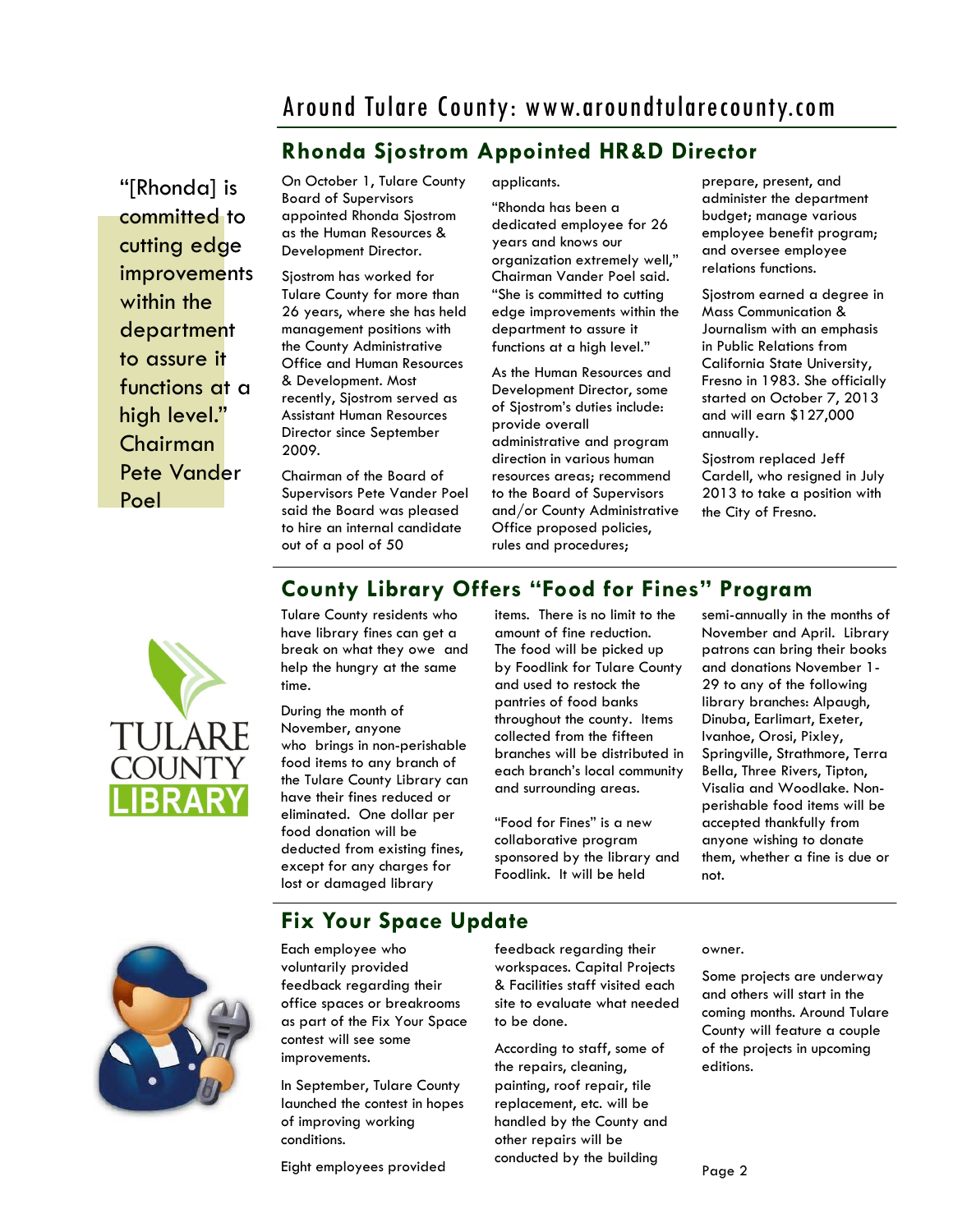## Rhonda Sjostrom Appointed HR&D Director

> "[Rhonda] is committed to cutting edge improvements within the department to assure it functions at a high level." Chairman Pete Vander Poel

On October 1, Tulare County Board of Supervisors appointed Rhonda Sjostrom as the Human Resources & Development Director.

Sjostrom has worked for Tulare County for more than 26 years, where she has held management positions with the County Administrative Office and Human Resources & Development. Most recently, Sjostrom served as Assistant Human Resources Director since September 2009.

Chairman of the Board of Supervisors Pete Vander Poel said the Board was pleased to hire an internal candidate out of a pool of 50 applicants.

"Rhonda has been a dedicated employee for 26 years and knows our organization extremely well," Chairman Vander Poel said. "She is committed to cutting edge improvements within the department to assure it functions at a high level."

As the Human Resources and Development Director, some of Sjostrom's duties include: provide overall administrative and program direction in various human resources areas; recommend to the Board of Supervisors and/or County Administrative Office proposed policies, rules and procedures; prepare, present, and administer the department budget; manage various employee benefit program; and oversee employee relations functions.

Sjostrom earned a degree in Mass Communication & Journalism with an emphasis in Public Relations from California State University, Fresno in 1983. She officially started on October 7, 2013 and will earn $127,000 annually.

Sjostrom replaced Jeff Cardell, who resigned in July 2013 to take a position with the City of Fresno.

## County Library Offers "Food for Fines" Program

Tulare County residents who have library fines can get a break on what they owe and help the hungry at the same time.

During the month of November, anyone who brings in non-perishable food items to any branch of the Tulare County Library can have their fines reduced or eliminated. One dollar per food donation will be deducted from existing fines, except for any charges for lost or damaged library items. There is no limit to the amount of fine reduction. The food will be picked up by Foodlink for Tulare County and used to restock the pantries of food banks throughout the county. Items collected from the fifteen branches will be distributed in each branch's local community and surrounding areas.

"Food for Fines" is a new collaborative program sponsored by the library and Foodlink. It will be held semi-annually in the months of November and April. Library patrons can bring their books and donations November 1-29 to any of the following library branches: Alpaugh, Dinuba, Earlimart, Exeter, Ivanhoe, Orosi, Pixley, Springville, Strathmore, Terra Bella, Three Rivers, Tipton, Visalia and Woodlake. Non-perishable food items will be accepted thankfully from anyone wishing to donate them, whether a fine is due or not.

## Fix Your Space Update

Each employee who voluntarily provided feedback regarding their office spaces or breakrooms as part of the Fix Your Space contest will see some improvements.

In September, Tulare County launched the contest in hopes of improving working conditions.

Eight employees provided feedback regarding their workspaces. Capital Projects & Facilities staff visited each site to evaluate what needed to be done.

According to staff, some of the repairs, cleaning, painting, roof repair, tile replacement, etc. will be handled by the County and other repairs will be conducted by the building owner.

Some projects are underway and others will start in the coming months. Around Tulare County will feature a couple of the projects in upcoming editions.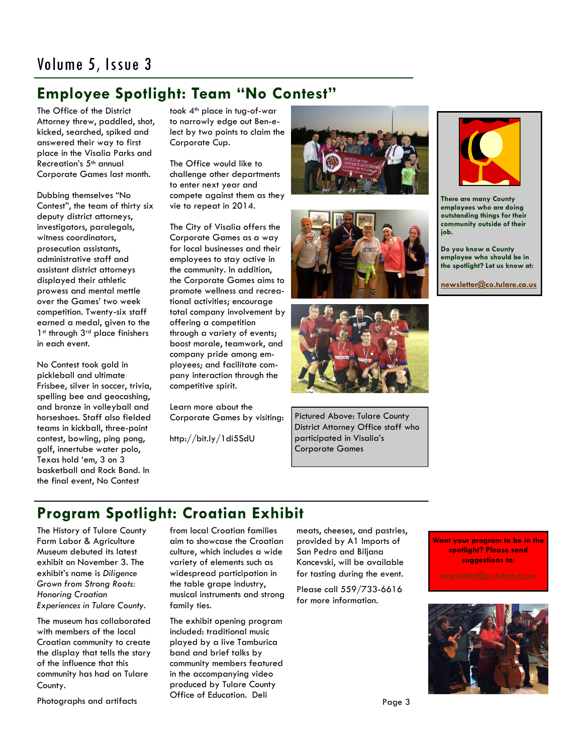## Employee Spotlight: Team "No Contest"

The Office of the District Attorney threw, paddled, shot, kicked, searched, spiked and answered their way to first place in the Visalia Parks and Recreation's 5th annual Corporate Games last month.

Dubbing themselves "No Contest", the team of thirty six deputy district attorneys, investigators, paralegals, witness coordinators, prosecution assistants, administrative staff and assistant district attorneys displayed their athletic prowess and mental mettle over the Games' two week competition. Twenty-six staff earned a medal, given to the 1st through 3rd place finishers in each event.

No Contest took gold in pickleball and ultimate Frisbee, silver in soccer, trivia, spelling bee and geocashing, and bronze in volleyball and horseshoes. Staff also fielded teams in kickball, three-point contest, bowling, ping pong, golf, innertube water polo, Texas hold 'em, 3 on 3 basketball and Rock Band. In the final event, No Contest took 4th place in tug-of-war to narrowly edge out Ben-e-lect by two points to claim the Corporate Cup.

The Office would like to challenge other departments to enter next year and compete against them as they vie to repeat in 2014.

The City of Visalia offers the Corporate Games as a way for local businesses and their employees to stay active in the community. In addition, the Corporate Games aims to promote wellness and recreational activities; encourage total company involvement by offering a competition through a variety of events; boost morale, teamwork, and company pride among employees; and facilitate company interaction through the competitive spirit.

Learn more about the Corporate Games by visiting:

http://bit.ly/1di5SdU

Pictured Above: Tulare County District Attorney Office staff who participated in Visalia's Corporate Games

**There are many County employees who are doing outstanding things for their community outside of their job.**

**Do you know a County employee who should be in the spotlight? Let us know at:**

**newsletter@co.tulare.ca.us**

## Program Spotlight: Croatian Exhibit

The History of Tulare County Farm Labor & Agriculture Museum debuted its latest exhibit on November 3. The exhibit's name is *Diligence Grown from Strong Roots: Honoring Croatian Experiences in Tulare County*.

The museum has collaborated with members of the local Croatian community to create the display that tells the story of the influence that this community has had on Tulare County.

Photographs and artifacts from local Croatian families aim to showcase the Croatian culture, which includes a wide variety of elements such as widespread participation in the table grape industry, musical instruments and strong family ties.

The exhibit opening program included: traditional music played by a live Tamburica band and brief talks by community members featured in the accompanying video produced by Tulare County Office of Education. Deli meats, cheeses, and pastries, provided by A1 Imports of San Pedro and Biljana Koncevski, will be available for tasting during the event.

Please call 559/733-6616 for more information.

**Want your program to be in the spotlight? Please send suggestions to:**

**newsletter@co.tulare.ca.us**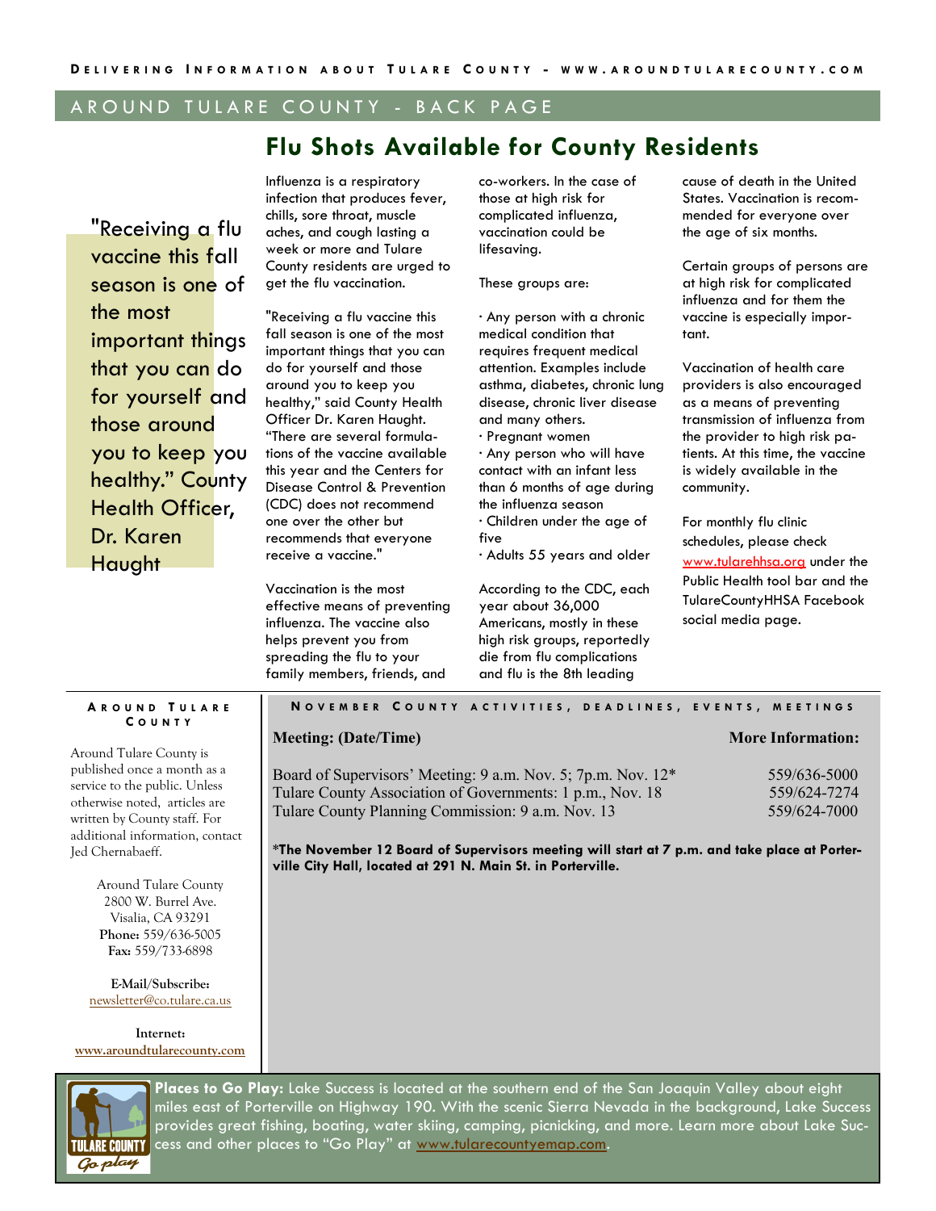## AROUND TULARE COUNTY - BACK PAGE

# Flu Shots Available for County Residents

"Receiving a flu vaccine this fall season is one of the most important things that you can do for yourself and those around you to keep you healthy." County Health Officer, Dr. Karen Haught

Influenza is a respiratory infection that produces fever, chills, sore throat, muscle aches, and cough lasting a week or more and Tulare County residents are urged to get the flu vaccination.

"Receiving a flu vaccine this fall season is one of the most important things that you can do for yourself and those around you to keep you healthy," said County Health Officer Dr. Karen Haught. "There are several formulations of the vaccine available this year and the Centers for Disease Control & Prevention (CDC) does not recommend one over the other but recommends that everyone receive a vaccine."

Vaccination is the most effective means of preventing influenza. The vaccine also helps prevent you from spreading the flu to your family members, friends, and co-workers. In the case of those at high risk for complicated influenza, vaccination could be lifesaving.

These groups are:

- Any person with a chronic medical condition that requires frequent medical attention. Examples include asthma, diabetes, chronic lung disease, chronic liver disease and many others.
- Pregnant women
- Any person who will have contact with an infant less than 6 months of age during the influenza season
- Children under the age of five
- Adults 55 years and older

According to the CDC, each year about 36,000 Americans, mostly in these high risk groups, reportedly die from flu complications and flu is the 8th leading cause of death in the United States. Vaccination is recommended for everyone over the age of six months.

Certain groups of persons are at high risk for complicated influenza and for them the vaccine is especially important.

Vaccination of health care providers is also encouraged as a means of preventing transmission of influenza from the provider to high risk patients. At this time, the vaccine is widely available in the community.

For monthly flu clinic schedules, please check www.tularehhsa.org under the Public Health tool bar and the TulareCountyHHSA Facebook social media page.

### AROUND TULARE COUNTY

Around Tulare County is published once a month as a service to the public. Unless otherwise noted, articles are written by County staff. For additional information, contact Jed Chernabaeff.

Around Tulare County
2800 W. Burrel Ave.
Visalia, CA 93291
**Phone:** 559/636-5005
**Fax:** 559/733-6898

**E-Mail/Subscribe:**
newsletter@co.tulare.ca.us

**Internet:**
www.aroundtularecounty.com

### NOVEMBER COUNTY ACTIVITIES, DEADLINES, EVENTS, MEETINGS

| Meeting: (Date/Time) | More Information: |
|---|---|
| Board of Supervisors' Meeting: 9 a.m. Nov. 5; 7p.m. Nov. 12* | 559/636-5000 |
| Tulare County Association of Governments: 1 p.m., Nov. 18 | 559/624-7274 |
| Tulare County Planning Commission: 9 a.m. Nov. 13 | 559/624-7000 |

**\*The November 12 Board of Supervisors meeting will start at 7 p.m. and take place at Porterville City Hall, located at 291 N. Main St. in Porterville.**

**Places to Go Play:** Lake Success is located at the southern end of the San Joaquin Valley about eight miles east of Porterville on Highway 190. With the scenic Sierra Nevada in the background, Lake Success provides great fishing, boating, water skiing, camping, picnicking, and more. Learn more about Lake Success and other places to "Go Play" at www.tularecountyemap.com.